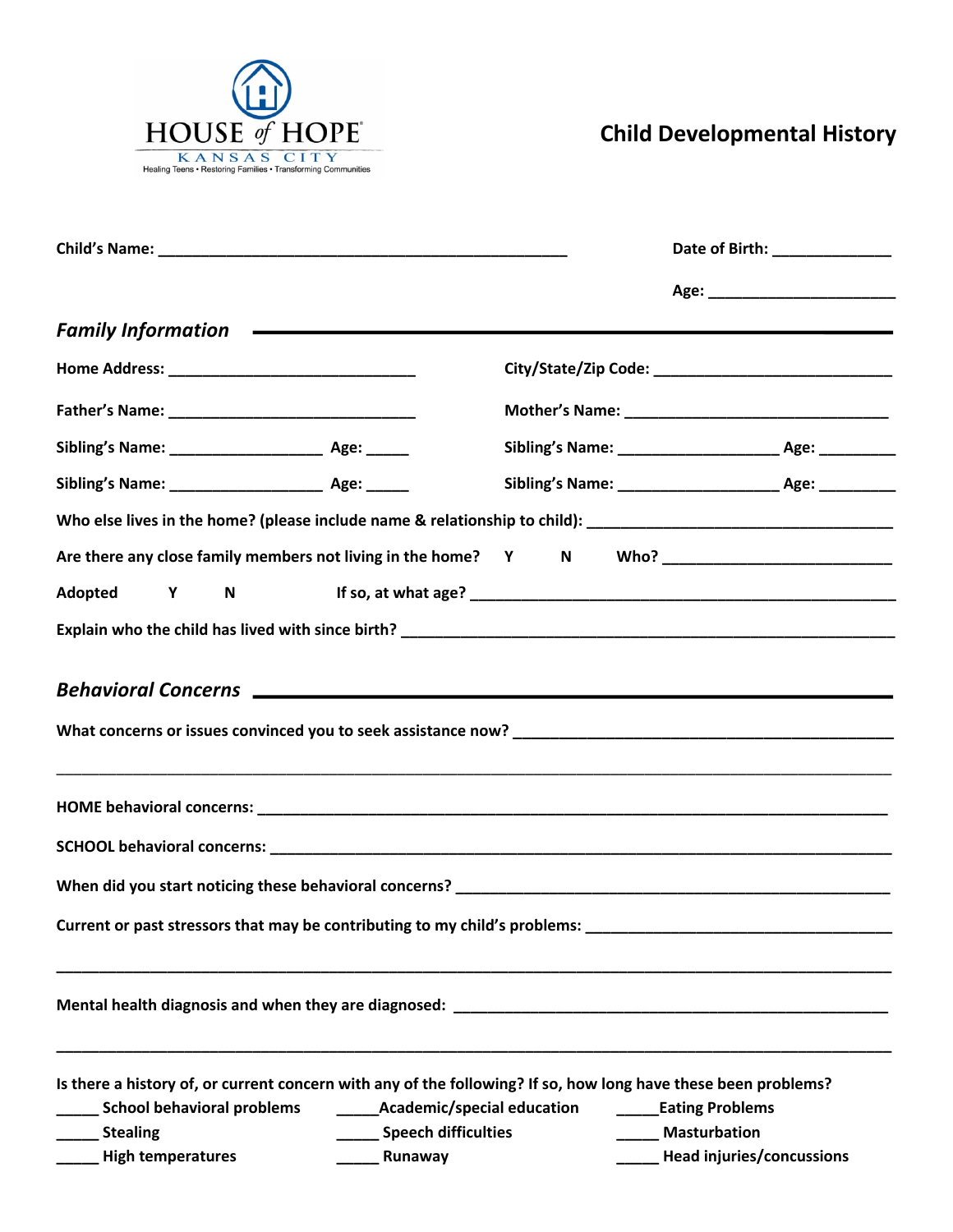HOUSE of HOPE®
KANSAS CITY
Healing Teens • Restoring Families • Transforming Communities

# Child Developmental History

**Child's Name:** ________________________________________________ **Date of Birth:** ______________

**Age:** ______________________

## *Family Information*

**Home Address:** _____________________________ **City/State/Zip Code:** ____________________________

**Father's Name:** _____________________________ **Mother's Name:** _______________________________

**Sibling's Name:** __________________ **Age:** _____ **Sibling's Name:** ___________________ **Age:** _________

**Sibling's Name:** __________________ **Age:** _____ **Sibling's Name:** ___________________ **Age:** _________

**Who else lives in the home? (please include name & relationship to child):** ___________________________________

**Are there any close family members not living in the home?** **Y** **N** **Who?** ___________________________

**Adopted** **Y** **N** **If so, at what age?** ___________________________________________________

**Explain who the child has lived with since birth?** ____________________________________________________

## *Behavioral Concerns*

**What concerns or issues convinced you to seek assistance now?** ___________________________________________

_____________________________________________________________________________________________

**HOME behavioral concerns:** _____________________________________________________________________

**SCHOOL behavioral concerns:** ___________________________________________________________________

**When did you start noticing these behavioral concerns?** _______________________________________________

**Current or past stressors that may be contributing to my child's problems:** _________________________________

_____________________________________________________________________________________________

**Mental health diagnosis and when they are diagnosed:** _________________________________________________

_____________________________________________________________________________________________

**Is there a history of, or current concern with any of the following? If so, how long have these been problems?**

_____ **School behavioral problems**
_____ **Academic/special education**
_____ **Eating Problems**
_____ **Stealing**
_____ **Speech difficulties**
_____ **Masturbation**
_____ **High temperatures**
_____ **Runaway**
_____ **Head injuries/concussions**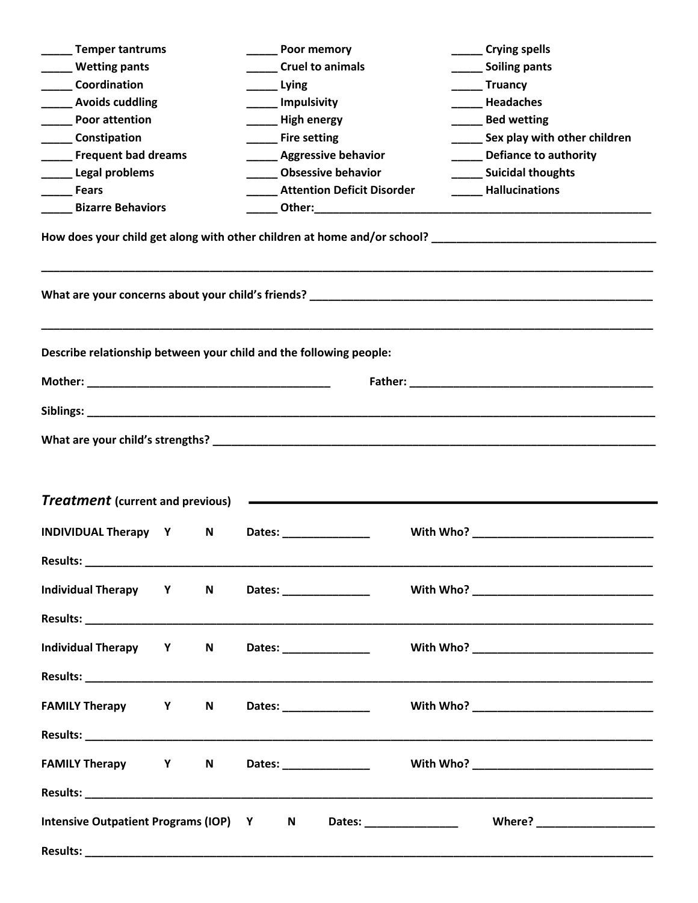| | | |
|---|---|---|
| _____ Temper tantrums | _____ Poor memory | _____ Crying spells |
| _____ Wetting pants | _____ Cruel to animals | _____ Soiling pants |
| _____ Coordination | _____ Lying | _____ Truancy |
| _____ Avoids cuddling | _____ Impulsivity | _____ Headaches |
| _____ Poor attention | _____ High energy | _____ Bed wetting |
| _____ Constipation | _____ Fire setting | _____ Sex play with other children |
| _____ Frequent bad dreams | _____ Aggressive behavior | _____ Defiance to authority |
| _____ Legal problems | _____ Obsessive behavior | _____ Suicidal thoughts |
| _____ Fears | _____ Attention Deficit Disorder | _____ Hallucinations |
| _____ Bizarre Behaviors | _____ Other:_____________________________ | |

**How does your child get along with other children at home and/or school?** ___________________________________

_____________________________________________________________________________________________

**What are your concerns about your child's friends?** _______________________________________________________

_____________________________________________________________________________________________

**Describe relationship between your child and the following people:**

**Mother:** _______________________________________ **Father:** _______________________________________

**Siblings:** ___________________________________________________________________________________

**What are your child's strengths?** ______________________________________________________________

## *Treatment* (current and previous)

**INDIVIDUAL Therapy** Y N **Dates:** ______________ **With Who?** _____________________________

**Results:** ___________________________________________________________________________________

**Individual Therapy** Y N **Dates:** ______________ **With Who?** _____________________________

**Results:** ___________________________________________________________________________________

**Individual Therapy** Y N **Dates:** ______________ **With Who?** _____________________________

**Results:** ___________________________________________________________________________________

**FAMILY Therapy** Y N **Dates:** ______________ **With Who?** _____________________________

**Results:** ___________________________________________________________________________________

**FAMILY Therapy** Y N **Dates:** ______________ **With Who?** _____________________________

**Results:** ___________________________________________________________________________________

**Intensive Outpatient Programs (IOP)** Y N **Dates:** _______________ **Where?** ___________________

**Results:** ___________________________________________________________________________________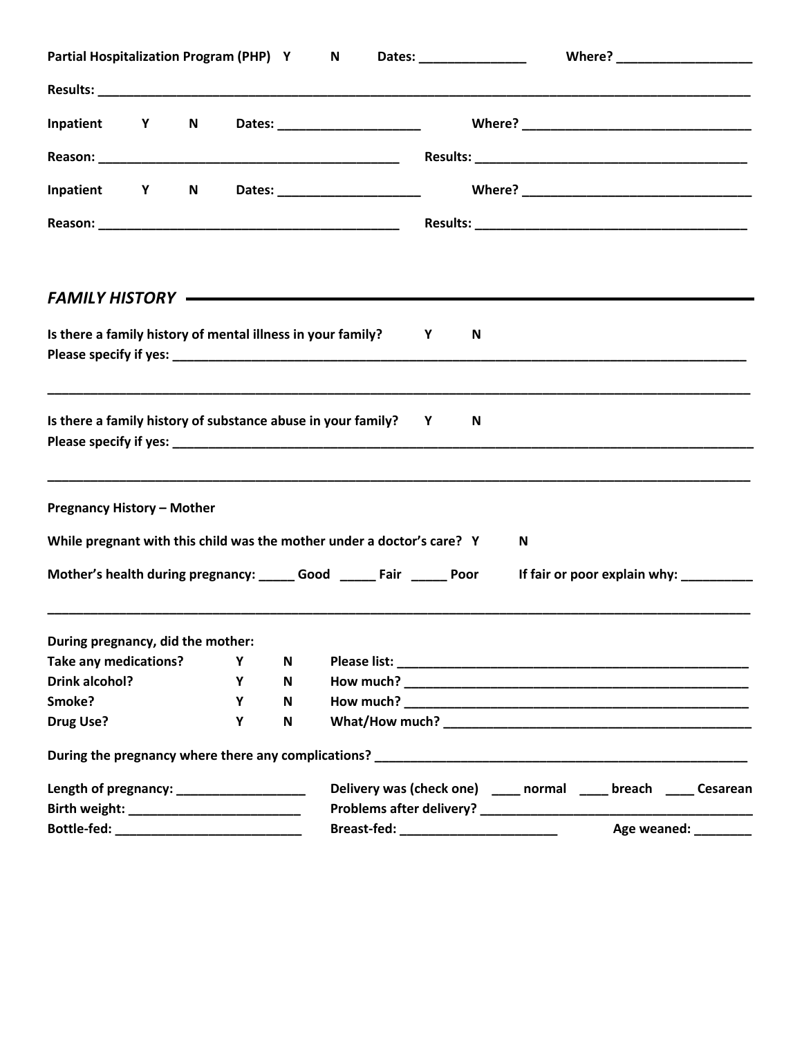**Partial Hospitalization Program (PHP)** Y N **Dates:** _______________ **Where?** ___________________

**Results:** ________________________________________________________________________________________

**Inpatient** Y N **Dates:** ____________________ **Where?** ________________________________

**Reason:** ___________________________________________ **Results:** ______________________________________

**Inpatient** Y N **Dates:** ____________________ **Where?** ________________________________

**Reason:** ___________________________________________ **Results:** ______________________________________

## *FAMILY HISTORY*

**Is there a family history of mental illness in your family?** Y N
**Please specify if yes:** _______________________________________________________________________________

____________________________________________________________________________________________________

**Is there a family history of substance abuse in your family?** Y N
**Please specify if yes:** _______________________________________________________________________________

____________________________________________________________________________________________________

**Pregnancy History – Mother**

**While pregnant with this child was the mother under a doctor's care?** Y N

**Mother's health during pregnancy:** _____ **Good** _____ **Fair** _____ **Poor** **If fair or poor explain why:** __________

____________________________________________________________________________________________________

**During pregnancy, did the mother:**

**Take any medications?** Y N **Please list:** _________________________________________________

**Drink alcohol?** Y N **How much?** _________________________________________________

**Smoke?** Y N **How much?** _________________________________________________

**Drug Use?** Y N **What/How much?** ____________________________________________

**During the pregnancy where there any complications?** _____________________________________________________

**Length of pregnancy:** __________________ **Delivery was (check one)** ____ **normal** ____ **breach** ____ **Cesarean**

**Birth weight:** ________________________ **Problems after delivery?** ________________________________________

**Bottle-fed:** __________________________ **Breast-fed:** ______________________ **Age weaned:** ________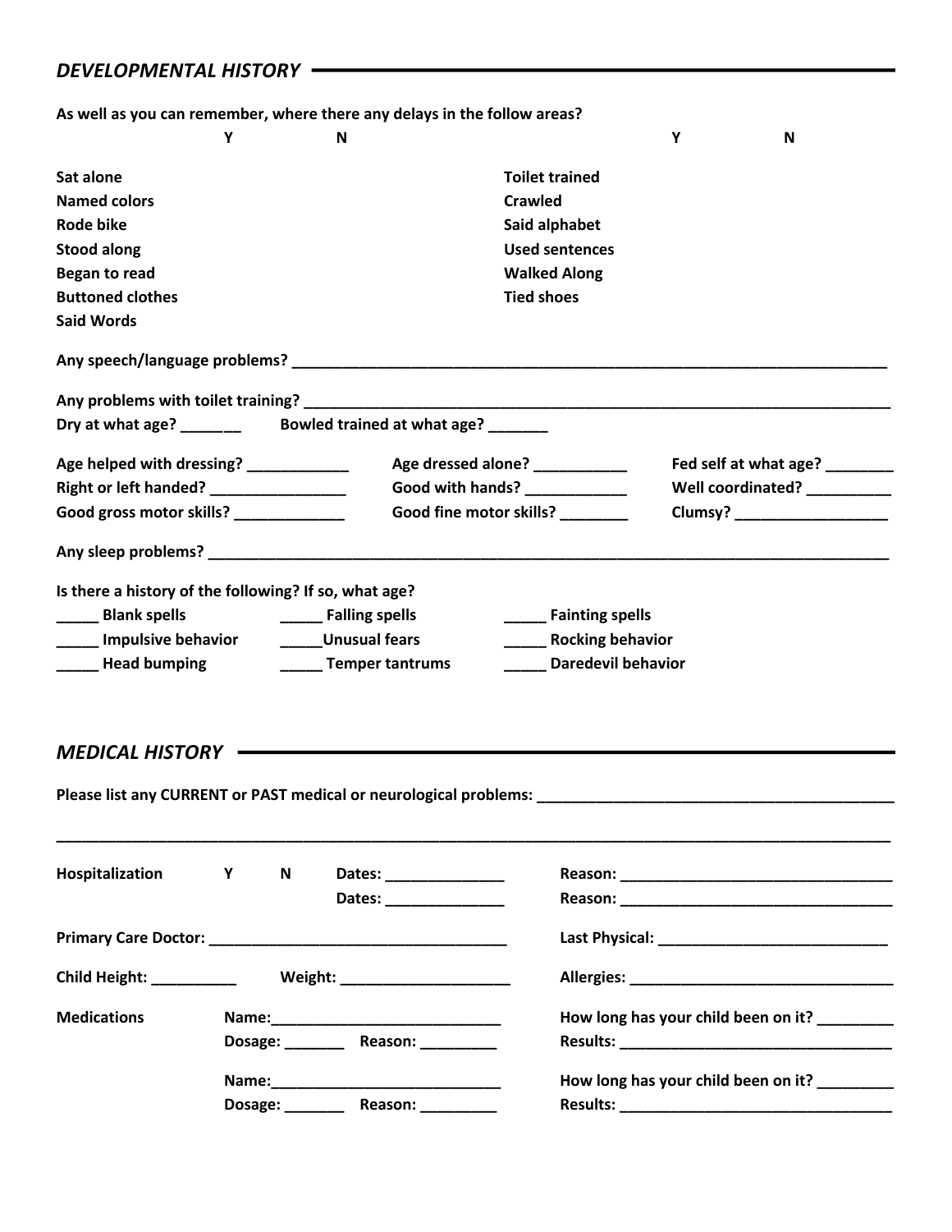## *DEVELOPMENTAL HISTORY*

**As well as you can remember, where there any delays in the follow areas?**

| | Y | N | | Y | N |
|---|---|---|---|---|---|
| **Sat alone** | | | **Toilet trained** | | |
| **Named colors** | | | **Crawled** | | |
| **Rode bike** | | | **Said alphabet** | | |
| **Stood along** | | | **Used sentences** | | |
| **Began to read** | | | **Walked Along** | | |
| **Buttoned clothes** | | | **Tied shoes** | | |
| **Said Words** | | | | | |

**Any speech/language problems?** ______________________________________________________________________

**Any problems with toilet training?** ______________________________________________________________________

**Dry at what age?** _______ **Bowled trained at what age?** _______

**Age helped with dressing?** ____________ **Age dressed alone?** ___________ **Fed self at what age?** ________

**Right or left handed?** ________________ **Good with hands?** ____________ **Well coordinated?** __________

**Good gross motor skills?** _____________ **Good fine motor skills?** ________ **Clumsy?** __________________

**Any sleep problems?** ______________________________________________________________________________

**Is there a history of the following? If so, what age?**

_____ **Blank spells** _____ **Falling spells** _____ **Fainting spells**

_____ **Impulsive behavior** _____**Unusual fears** _____ **Rocking behavior**

_____ **Head bumping** _____ **Temper tantrums** _____ **Daredevil behavior**

## *MEDICAL HISTORY*

**Please list any CURRENT or PAST medical or neurological problems:** ___________________________________________

______________________________________________________________________________________________

**Hospitalization Y N Dates:** ______________ **Reason:** ________________________________

**Dates:** ______________ **Reason:** ________________________________

**Primary Care Doctor:** ____________________________________ **Last Physical:** ___________________________

**Child Height:** __________ **Weight:** ____________________ **Allergies:** ________________________________

**Medications Name:**___________________________ **How long has your child been on it?** _________

**Dosage:** _______ **Reason:** _________ **Results:** ________________________________

**Name:**___________________________ **How long has your child been on it?** _________

**Dosage:** _______ **Reason:** _________ **Results:** ________________________________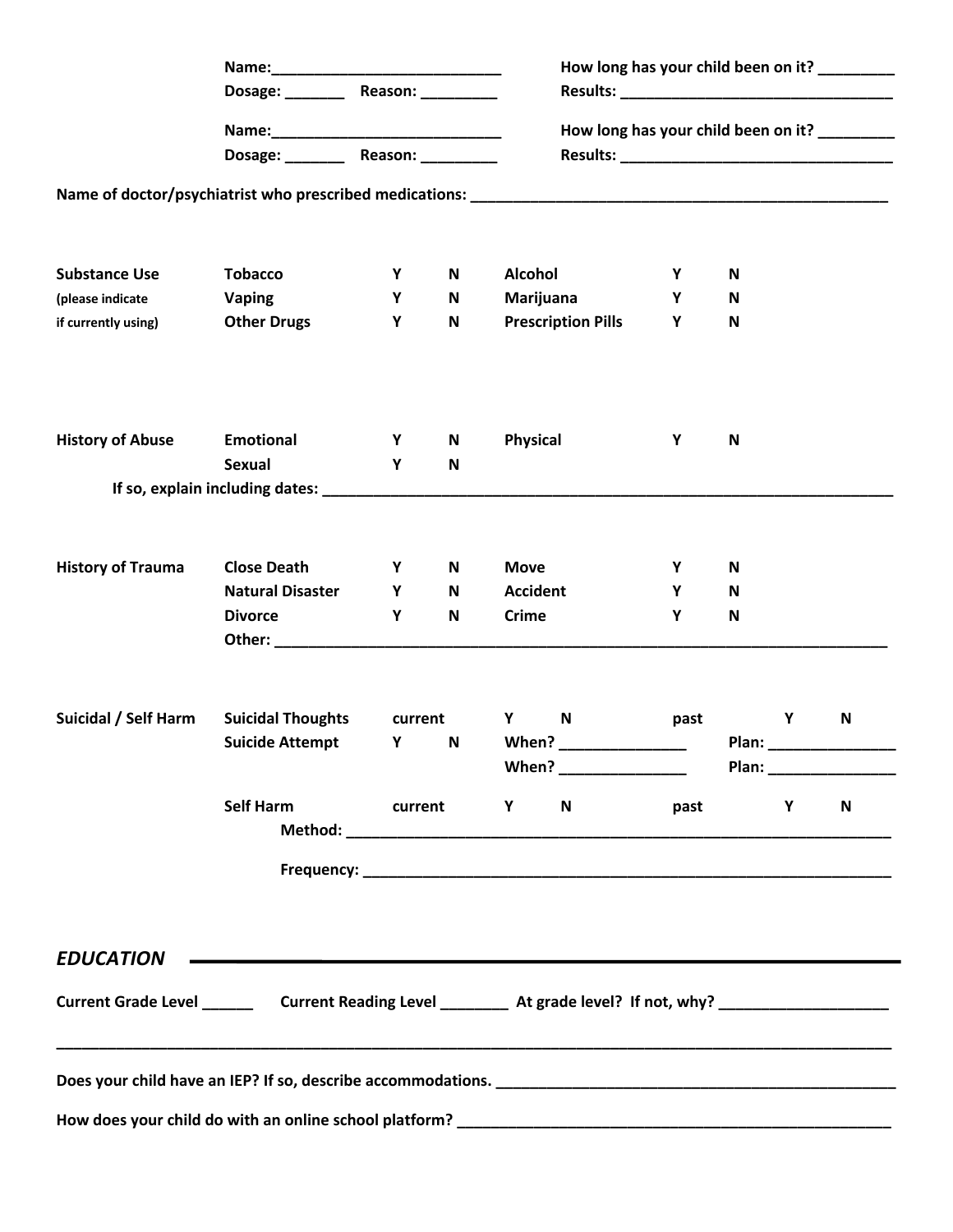Name:___________________________ How long has your child been on it? _________
Dosage: _______ Reason: _________ Results: ________________________________

Name:___________________________ How long has your child been on it? _________
Dosage: _______ Reason: _________ Results: ________________________________

Name of doctor/psychiatrist who prescribed medications: _________________________________________________

| **Substance Use** (please indicate if currently using) | | | | | | |
|---|---|---|---|---|---|---|
| | **Tobacco** | **Y** | **N** | **Alcohol** | **Y** | **N** |
| | **Vaping** | **Y** | **N** | **Marijuana** | **Y** | **N** |
| | **Other Drugs** | **Y** | **N** | **Prescription Pills** | **Y** | **N** |

| **History of Abuse** | | | | | | |
|---|---|---|---|---|---|---|
| | **Emotional** | **Y** | **N** | **Physical** | **Y** | **N** |
| | **Sexual** | **Y** | **N** | | | |

**If so, explain including dates:** ______________________________________________________________________

| **History of Trauma** | | | | | | |
|---|---|---|---|---|---|---|
| | **Close Death** | **Y** | **N** | **Move** | **Y** | **N** |
| | **Natural Disaster** | **Y** | **N** | **Accident** | **Y** | **N** |
| | **Divorce** | **Y** | **N** | **Crime** | **Y** | **N** |

**Other:** ___________________________________________________________________________

**Suicidal / Self Harm**

**Suicidal Thoughts** current **Y** **N** past **Y** **N**

**Suicide Attempt** **Y** **N** When? _______________ Plan: _______________
When? _______________ Plan: _______________

**Self Harm** current **Y** **N** past **Y** **N**

**Method:** _________________________________________________________________

**Frequency:** ______________________________________________________________

## *EDUCATION*

**Current Grade Level** ______ **Current Reading Level** ________ **At grade level? If not, why?** ____________________

_____________________________________________________________________________________________

**Does your child have an IEP? If so, describe accommodations.** _______________________________________________

**How does your child do with an online school platform?** ____________________________________________________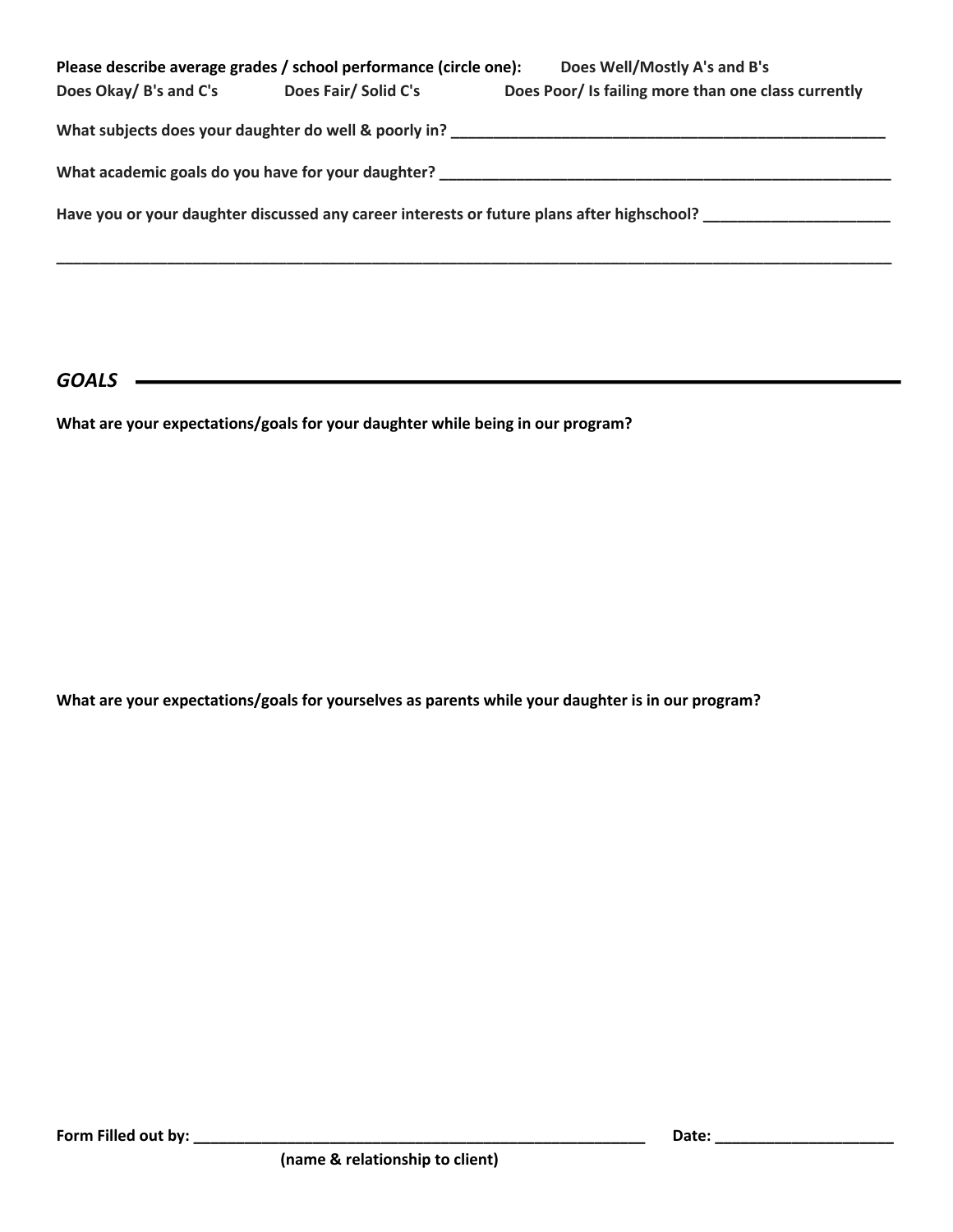**Please describe average grades / school performance (circle one):** **Does Well/Mostly A's and B's**
**Does Okay/ B's and C's** **Does Fair/ Solid C's** **Does Poor/ Is failing more than one class currently**

**What subjects does your daughter do well & poorly in?** _______________________________________________

**What academic goals do you have for your daughter?** _______________________________________________

**Have you or your daughter discussed any career interests or future plans after highschool?** _____________________

_______________________________________________________________________________________________

## *GOALS*

**What are your expectations/goals for your daughter while being in our program?**

**What are your expectations/goals for yourselves as parents while your daughter is in our program?**

**Form Filled out by:** _______________________________________________ **Date:** ____________________
**(name & relationship to client)**